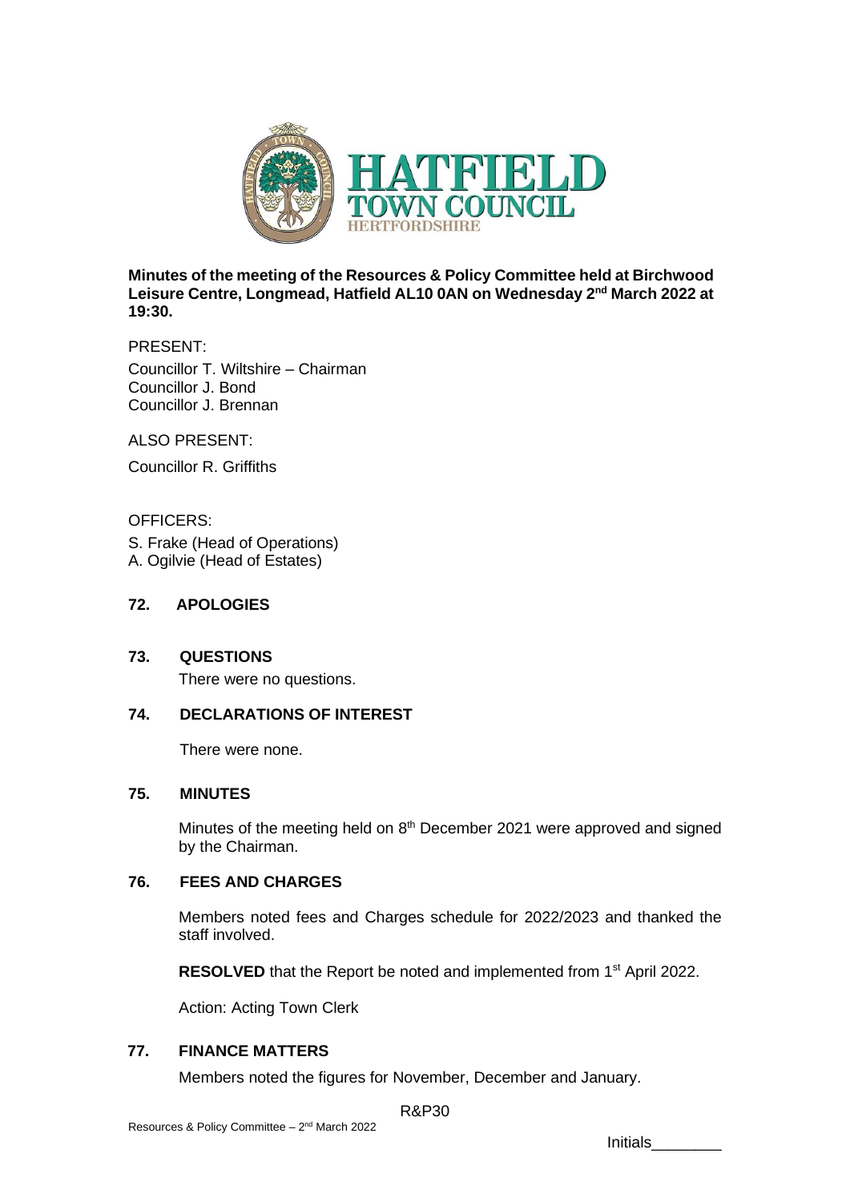**Minutes of the meeting of the Resources & Policy Committee held at Birchwood Leisure Centre, Longmead, Hatfield AL10 0AN on Wednesday 2nd March 2022 at 19:30.**

PRESENT:

Councillor T. Wiltshire – Chairman
Councillor J. Bond
Councillor J. Brennan

ALSO PRESENT:

Councillor R. Griffiths

OFFICERS:

S. Frake (Head of Operations)
A. Ogilvie (Head of Estates)

## 72. APOLOGIES

## 73. QUESTIONS

There were no questions.

## 74. DECLARATIONS OF INTEREST

There were none.

## 75. MINUTES

Minutes of the meeting held on 8th December 2021 were approved and signed by the Chairman.

## 76. FEES AND CHARGES

Members noted fees and Charges schedule for 2022/2023 and thanked the staff involved.

**RESOLVED** that the Report be noted and implemented from 1st April 2022.

Action: Acting Town Clerk

## 77. FINANCE MATTERS

Members noted the figures for November, December and January.

R&P30

Initials________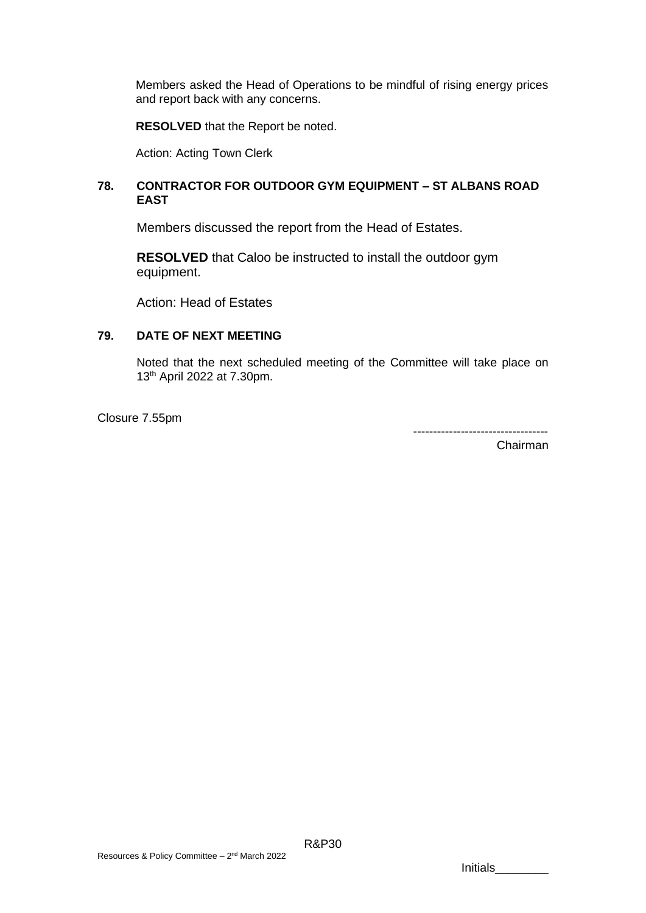Members asked the Head of Operations to be mindful of rising energy prices and report back with any concerns.

**RESOLVED** that the Report be noted.

Action: Acting Town Clerk

**78. CONTRACTOR FOR OUTDOOR GYM EQUIPMENT – ST ALBANS ROAD EAST**

Members discussed the report from the Head of Estates.

**RESOLVED** that Caloo be instructed to install the outdoor gym equipment.

Action: Head of Estates

**79. DATE OF NEXT MEETING**

Noted that the next scheduled meeting of the Committee will take place on 13th April 2022 at 7.30pm.

Closure 7.55pm

----------------------------------
Chairman

Initials________